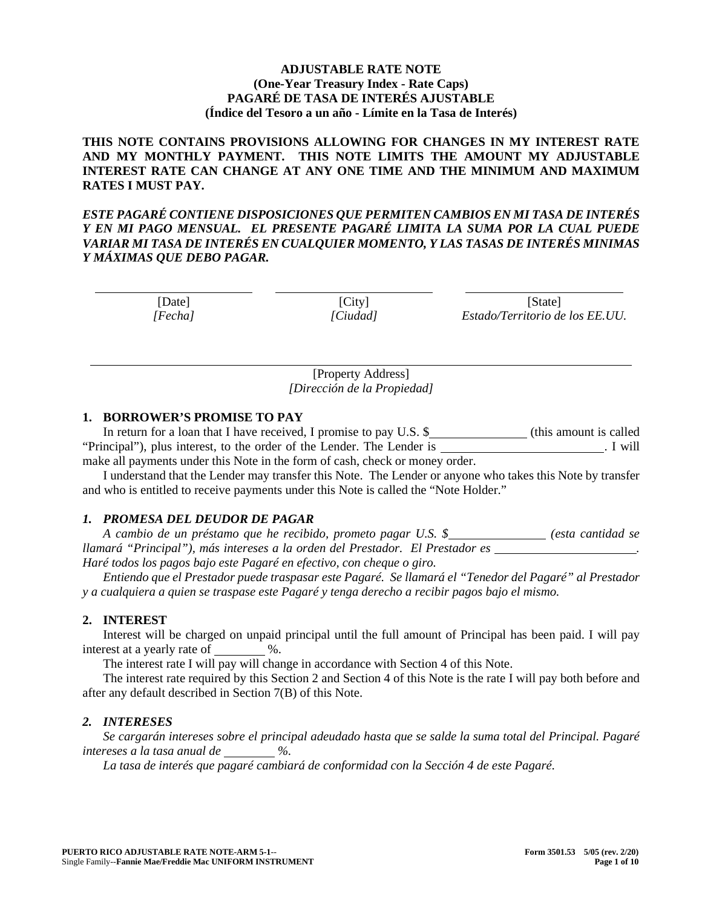**ADJUSTABLE RATE NOTE**
**(One-Year Treasury Index - Rate Caps)**
**PAGARÉ DE TASA DE INTERÉS AJUSTABLE**
**(Índice del Tesoro a un año - Límite en la Tasa de Interés)**

**THIS NOTE CONTAINS PROVISIONS ALLOWING FOR CHANGES IN MY INTEREST RATE AND MY MONTHLY PAYMENT. THIS NOTE LIMITS THE AMOUNT MY ADJUSTABLE INTEREST RATE CAN CHANGE AT ANY ONE TIME AND THE MINIMUM AND MAXIMUM RATES I MUST PAY.**

***ESTE PAGARÉ CONTIENE DISPOSICIONES QUE PERMITEN CAMBIOS EN MI TASA DE INTERÉS Y EN MI PAGO MENSUAL. EL PRESENTE PAGARÉ LIMITA LA SUMA POR LA CUAL PUEDE VARIAR MI TASA DE INTERÉS EN CUALQUIER MOMENTO, Y LAS TASAS DE INTERÉS MINIMAS Y MÁXIMAS QUE DEBO PAGAR.***

| \_\_\_\_\_\_\_\_\_\_\_\_\_\_\_\_\_\_\_\_ | \_\_\_\_\_\_\_\_\_\_\_\_\_\_\_\_\_\_\_\_ | \_\_\_\_\_\_\_\_\_\_\_\_\_\_\_\_\_\_\_\_ |
|---|---|---|
| [Date] *[Fecha]* | [City] *[Ciudad]* | [State] *Estado/Territorio de los EE.UU.* |

\_\_\_\_\_\_\_\_\_\_\_\_\_\_\_\_\_\_\_\_\_\_\_\_\_\_\_\_\_\_\_\_\_\_\_\_\_\_\_\_\_\_\_\_\_\_\_\_\_\_\_\_

[Property Address]
*[Dirección de la Propiedad]*

## 1. BORROWER'S PROMISE TO PAY

In return for a loan that I have received, I promise to pay U.S. $\_\_\_\_\_\_\_\_\_\_\_\_\_\_\_ (this amount is called "Principal"), plus interest, to the order of the Lender. The Lender is \_\_\_\_\_\_\_\_\_\_\_\_\_\_\_\_\_\_\_\_\_\_\_\_\_\_. I will make all payments under this Note in the form of cash, check or money order.

I understand that the Lender may transfer this Note. The Lender or anyone who takes this Note by transfer and who is entitled to receive payments under this Note is called the "Note Holder."

## *1. PROMESA DEL DEUDOR DE PAGAR*

*A cambio de un préstamo que he recibido, prometo pagar U.S. $\_\_\_\_\_\_\_\_\_\_\_\_\_\_\_ (esta cantidad se llamará "Principal"), más intereses a la orden del Prestador. El Prestador es \_\_\_\_\_\_\_\_\_\_\_\_\_\_\_\_\_\_\_\_\_\_\_. Haré todos los pagos bajo este Pagaré en efectivo, con cheque o giro.*

*Entiendo que el Prestador puede traspasar este Pagaré. Se llamará el "Tenedor del Pagaré" al Prestador y a cualquiera a quien se traspase este Pagaré y tenga derecho a recibir pagos bajo el mismo.*

## 2. INTEREST

Interest will be charged on unpaid principal until the full amount of Principal has been paid. I will pay interest at a yearly rate of \_\_\_\_\_\_\_\_ %.

The interest rate I will pay will change in accordance with Section 4 of this Note.

The interest rate required by this Section 2 and Section 4 of this Note is the rate I will pay both before and after any default described in Section 7(B) of this Note.

## *2. INTERESES*

*Se cargarán intereses sobre el principal adeudado hasta que se salde la suma total del Principal. Pagaré intereses a la tasa anual de \_\_\_\_\_\_\_\_ %.*

*La tasa de interés que pagaré cambiará de conformidad con la Sección 4 de este Pagaré.*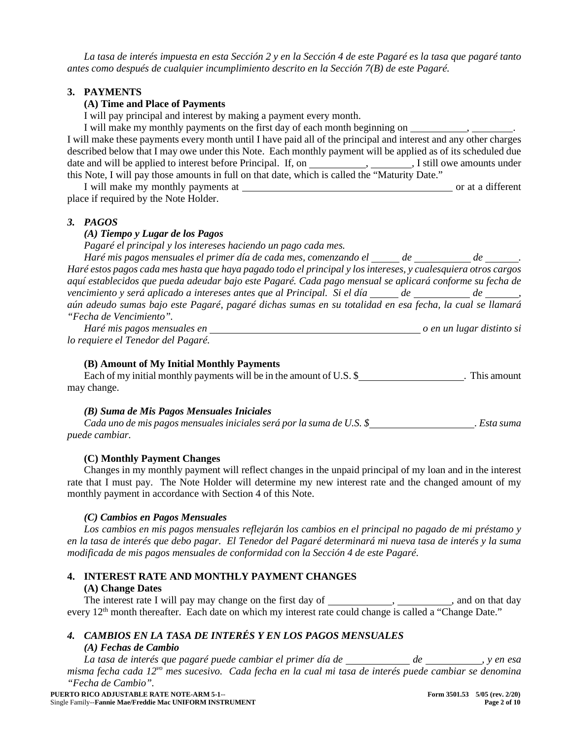*La tasa de interés impuesta en esta Sección 2 y en la Sección 4 de este Pagaré es la tasa que pagaré tanto antes como después de cualquier incumplimiento descrito en la Sección 7(B) de este Pagaré.*

## 3. PAYMENTS

### (A) Time and Place of Payments

I will pay principal and interest by making a payment every month.

I will make my monthly payments on the first day of each month beginning on ___________, ________. I will make these payments every month until I have paid all of the principal and interest and any other charges described below that I may owe under this Note. Each monthly payment will be applied as of its scheduled due date and will be applied to interest before Principal. If, on ___________, ________, I still owe amounts under this Note, I will pay those amounts in full on that date, which is called the "Maturity Date."

I will make my monthly payments at __________________________________________ or at a different place if required by the Note Holder.

## *3. PAGOS*

### *(A) Tiempo y Lugar de los Pagos*

*Pagaré el principal y los intereses haciendo un pago cada mes.*

*Haré mis pagos mensuales el primer día de cada mes, comenzando el _____ de ___________ de ______. Haré estos pagos cada mes hasta que haya pagado todo el principal y los intereses, y cualesquiera otros cargos aquí establecidos que pueda adeudar bajo este Pagaré. Cada pago mensual se aplicará conforme su fecha de vencimiento y será aplicado a intereses antes que al Principal. Si el día _____ de ___________ de ______, aún adeudo sumas bajo este Pagaré, pagaré dichas sumas en su totalidad en esa fecha, la cual se llamará "Fecha de Vencimiento".*

*Haré mis pagos mensuales en __________________________________________ o en un lugar distinto si lo requiere el Tenedor del Pagaré.*

### (B) Amount of My Initial Monthly Payments

Each of my initial monthly payments will be in the amount of U.S. $____________________. This amount may change.

### *(B) Suma de Mis Pagos Mensuales Iniciales*

*Cada uno de mis pagos mensuales iniciales será por la suma de U.S. $____________________. Esta suma puede cambiar.*

### (C) Monthly Payment Changes

Changes in my monthly payment will reflect changes in the unpaid principal of my loan and in the interest rate that I must pay. The Note Holder will determine my new interest rate and the changed amount of my monthly payment in accordance with Section 4 of this Note.

### *(C) Cambios en Pagos Mensuales*

*Los cambios en mis pagos mensuales reflejarán los cambios en el principal no pagado de mi préstamo y en la tasa de interés que debo pagar. El Tenedor del Pagaré determinará mi nueva tasa de interés y la suma modificada de mis pagos mensuales de conformidad con la Sección 4 de este Pagaré.*

## 4. INTEREST RATE AND MONTHLY PAYMENT CHANGES

### (A) Change Dates

The interest rate I will pay may change on the first day of ____________, __________, and on that day every 12th month thereafter. Each date on which my interest rate could change is called a "Change Date."

## *4. CAMBIOS EN LA TASA DE INTERÉS Y EN LOS PAGOS MENSUALES*

### *(A) Fechas de Cambio*

*La tasa de interés que pagaré puede cambiar el primer día de ____________ de ___________, y en esa misma fecha cada 12vo mes sucesivo. Cada fecha en la cual mi tasa de interés puede cambiar se denomina "Fecha de Cambio".*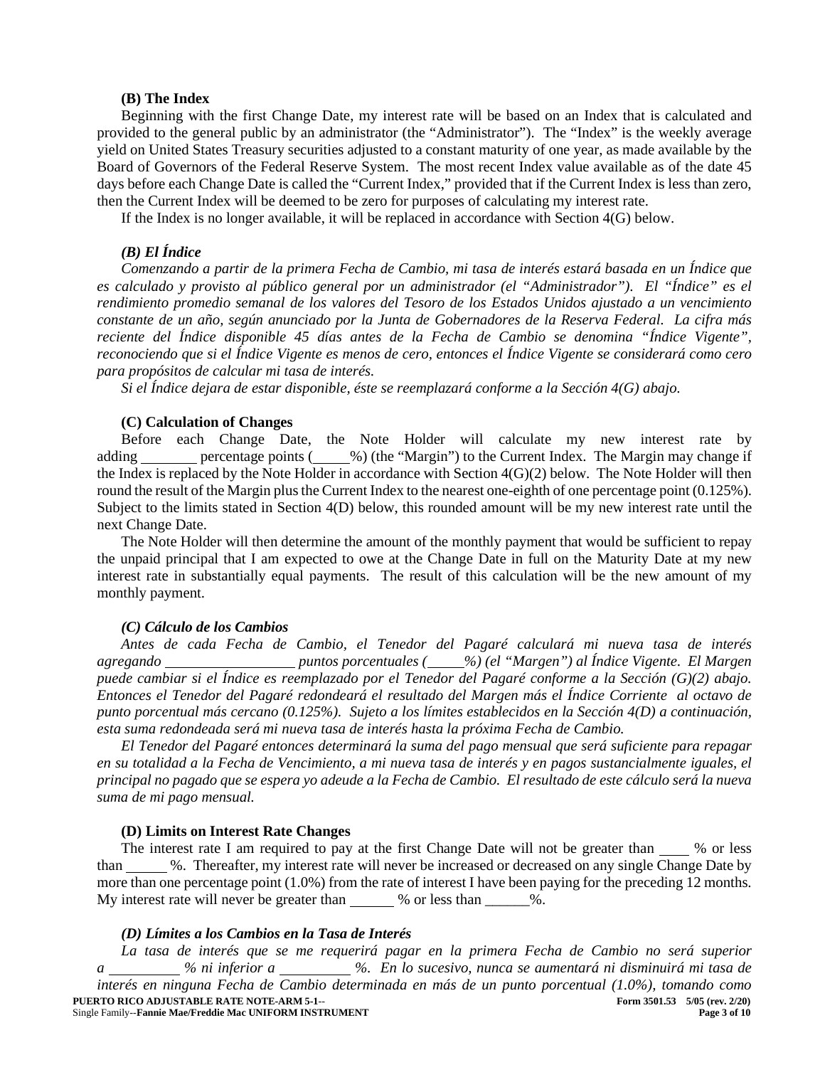**(B) The Index**

Beginning with the first Change Date, my interest rate will be based on an Index that is calculated and provided to the general public by an administrator (the "Administrator"). The "Index" is the weekly average yield on United States Treasury securities adjusted to a constant maturity of one year, as made available by the Board of Governors of the Federal Reserve System. The most recent Index value available as of the date 45 days before each Change Date is called the "Current Index," provided that if the Current Index is less than zero, then the Current Index will be deemed to be zero for purposes of calculating my interest rate.

If the Index is no longer available, it will be replaced in accordance with Section 4(G) below.

***(B) El Índice***

*Comenzando a partir de la primera Fecha de Cambio, mi tasa de interés estará basada en un Índice que es calculado y provisto al público general por un administrador (el "Administrador"). El "Índice" es el rendimiento promedio semanal de los valores del Tesoro de los Estados Unidos ajustado a un vencimiento constante de un año, según anunciado por la Junta de Gobernadores de la Reserva Federal. La cifra más reciente del Índice disponible 45 días antes de la Fecha de Cambio se denomina "Índice Vigente", reconociendo que si el Índice Vigente es menos de cero, entonces el Índice Vigente se considerará como cero para propósitos de calcular mi tasa de interés.*

*Si el Índice dejara de estar disponible, éste se reemplazará conforme a la Sección 4(G) abajo.*

**(C) Calculation of Changes**

Before each Change Date, the Note Holder will calculate my new interest rate by adding ________ percentage points (_____%) (the "Margin") to the Current Index. The Margin may change if the Index is replaced by the Note Holder in accordance with Section 4(G)(2) below. The Note Holder will then round the result of the Margin plus the Current Index to the nearest one-eighth of one percentage point (0.125%). Subject to the limits stated in Section 4(D) below, this rounded amount will be my new interest rate until the next Change Date.

The Note Holder will then determine the amount of the monthly payment that would be sufficient to repay the unpaid principal that I am expected to owe at the Change Date in full on the Maturity Date at my new interest rate in substantially equal payments. The result of this calculation will be the new amount of my monthly payment.

***(C) Cálculo de los Cambios***

*Antes de cada Fecha de Cambio, el Tenedor del Pagaré calculará mi nueva tasa de interés agregando ________________ puntos porcentuales (_____%) (el "Margen") al Índice Vigente. El Margen puede cambiar si el Índice es reemplazado por el Tenedor del Pagaré conforme a la Sección (G)(2) abajo. Entonces el Tenedor del Pagaré redondeará el resultado del Margen más el Índice Corriente al octavo de punto porcentual más cercano (0.125%). Sujeto a los límites establecidos en la Sección 4(D) a continuación, esta suma redondeada será mi nueva tasa de interés hasta la próxima Fecha de Cambio.*

*El Tenedor del Pagaré entonces determinará la suma del pago mensual que será suficiente para repagar en su totalidad a la Fecha de Vencimiento, a mi nueva tasa de interés y en pagos sustancialmente iguales, el principal no pagado que se espera yo adeude a la Fecha de Cambio. El resultado de este cálculo será la nueva suma de mi pago mensual.*

**(D) Limits on Interest Rate Changes**

The interest rate I am required to pay at the first Change Date will not be greater than ____ % or less than ______ %. Thereafter, my interest rate will never be increased or decreased on any single Change Date by more than one percentage point (1.0%) from the rate of interest I have been paying for the preceding 12 months. My interest rate will never be greater than ______ % or less than ______%.

***(D) Límites a los Cambios en la Tasa de Interés***

*La tasa de interés que se me requerirá pagar en la primera Fecha de Cambio no será superior a __________ % ni inferior a __________ %. En lo sucesivo, nunca se aumentará ni disminuirá mi tasa de interés en ninguna Fecha de Cambio determinada en más de un punto porcentual (1.0%), tomando como*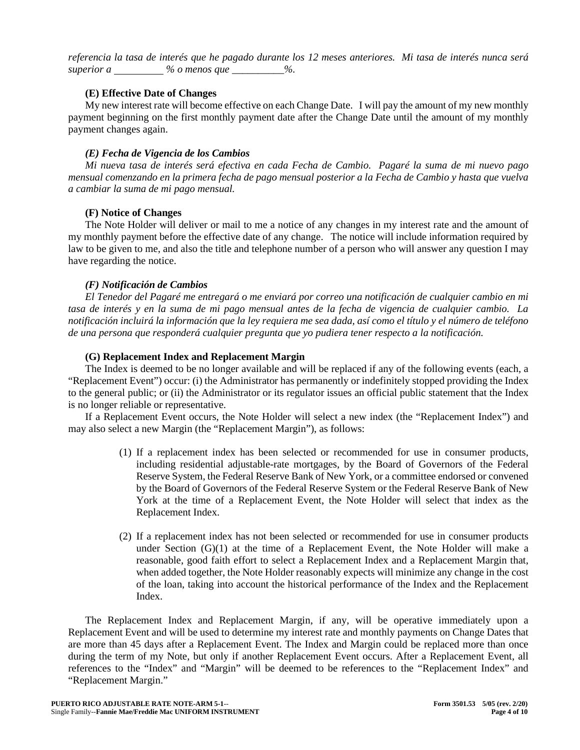*referencia la tasa de interés que he pagado durante los 12 meses anteriores. Mi tasa de interés nunca será superior a __________ % o menos que __________%.*

**(E) Effective Date of Changes**

My new interest rate will become effective on each Change Date. I will pay the amount of my new monthly payment beginning on the first monthly payment date after the Change Date until the amount of my monthly payment changes again.

***(E) Fecha de Vigencia de los Cambios***

*Mi nueva tasa de interés será efectiva en cada Fecha de Cambio. Pagaré la suma de mi nuevo pago mensual comenzando en la primera fecha de pago mensual posterior a la Fecha de Cambio y hasta que vuelva a cambiar la suma de mi pago mensual.*

**(F) Notice of Changes**

The Note Holder will deliver or mail to me a notice of any changes in my interest rate and the amount of my monthly payment before the effective date of any change. The notice will include information required by law to be given to me, and also the title and telephone number of a person who will answer any question I may have regarding the notice.

***(F) Notificación de Cambios***

*El Tenedor del Pagaré me entregará o me enviará por correo una notificación de cualquier cambio en mi tasa de interés y en la suma de mi pago mensual antes de la fecha de vigencia de cualquier cambio. La notificación incluirá la información que la ley requiera me sea dada, así como el título y el número de teléfono de una persona que responderá cualquier pregunta que yo pudiera tener respecto a la notificación.*

**(G) Replacement Index and Replacement Margin**

The Index is deemed to be no longer available and will be replaced if any of the following events (each, a "Replacement Event") occur: (i) the Administrator has permanently or indefinitely stopped providing the Index to the general public; or (ii) the Administrator or its regulator issues an official public statement that the Index is no longer reliable or representative.

If a Replacement Event occurs, the Note Holder will select a new index (the "Replacement Index") and may also select a new Margin (the "Replacement Margin"), as follows:

(1) If a replacement index has been selected or recommended for use in consumer products, including residential adjustable-rate mortgages, by the Board of Governors of the Federal Reserve System, the Federal Reserve Bank of New York, or a committee endorsed or convened by the Board of Governors of the Federal Reserve System or the Federal Reserve Bank of New York at the time of a Replacement Event, the Note Holder will select that index as the Replacement Index.

(2) If a replacement index has not been selected or recommended for use in consumer products under Section (G)(1) at the time of a Replacement Event, the Note Holder will make a reasonable, good faith effort to select a Replacement Index and a Replacement Margin that, when added together, the Note Holder reasonably expects will minimize any change in the cost of the loan, taking into account the historical performance of the Index and the Replacement Index.

The Replacement Index and Replacement Margin, if any, will be operative immediately upon a Replacement Event and will be used to determine my interest rate and monthly payments on Change Dates that are more than 45 days after a Replacement Event. The Index and Margin could be replaced more than once during the term of my Note, but only if another Replacement Event occurs. After a Replacement Event, all references to the "Index" and "Margin" will be deemed to be references to the "Replacement Index" and "Replacement Margin."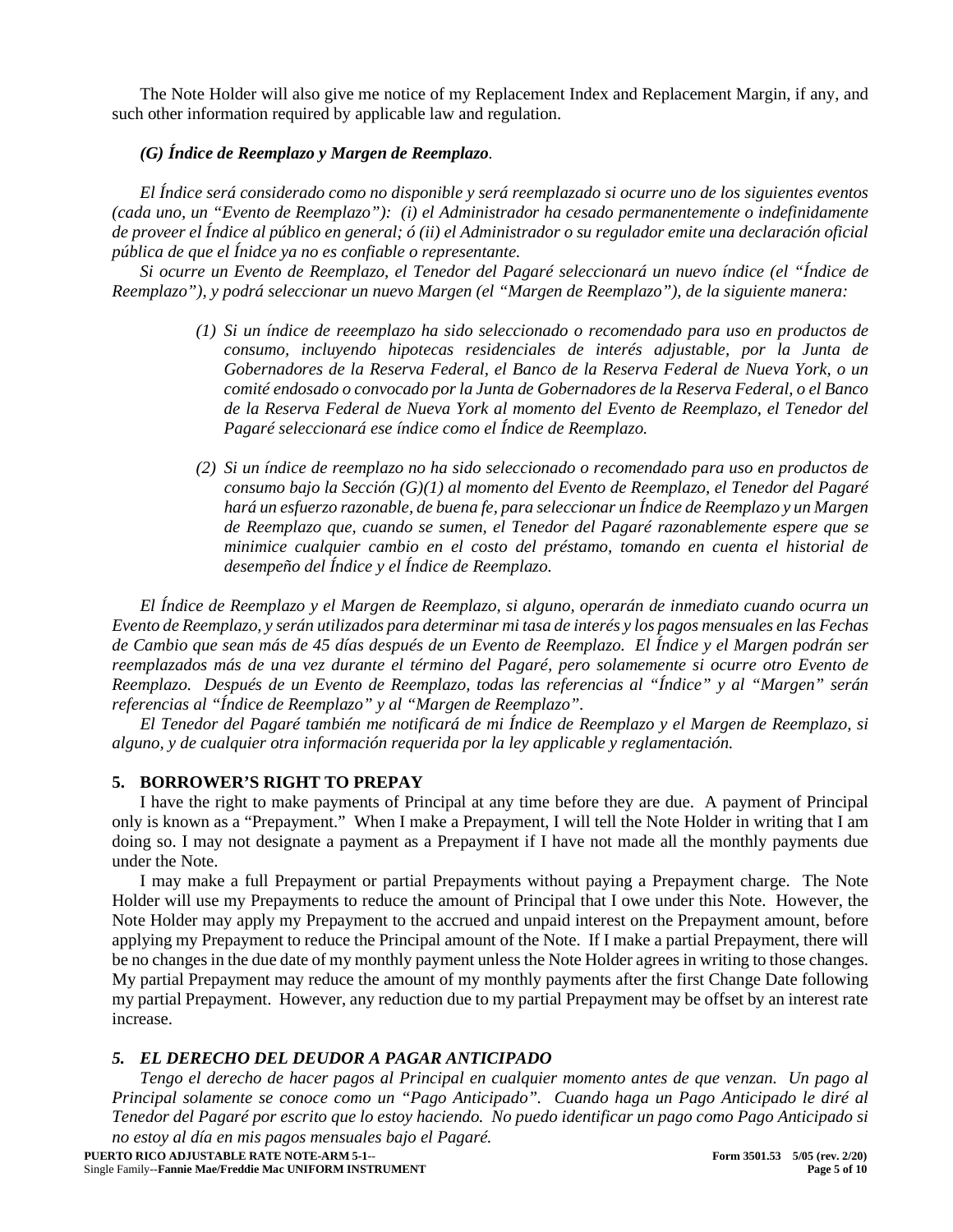The Note Holder will also give me notice of my Replacement Index and Replacement Margin, if any, and such other information required by applicable law and regulation.

***(G) Índice de Reemplazo y Margen de Reemplazo****.*

*El Índice será considerado como no disponible y será reemplazado si ocurre uno de los siguientes eventos (cada uno, un "Evento de Reemplazo"): (i) el Administrador ha cesado permanentemente o indefinidamente de proveer el Índice al público en general; ó (ii) el Administrador o su regulador emite una declaración oficial pública de que el Ínidce ya no es confiable o representante.*

*Si ocurre un Evento de Reemplazo, el Tenedor del Pagaré seleccionará un nuevo índice (el "Índice de Reemplazo"), y podrá seleccionar un nuevo Margen (el "Margen de Reemplazo"), de la siguiente manera:*

*(1) Si un índice de reeemplazo ha sido seleccionado o recomendado para uso en productos de consumo, incluyendo hipotecas residenciales de interés adjustable, por la Junta de Gobernadores de la Reserva Federal, el Banco de la Reserva Federal de Nueva York, o un comité endosado o convocado por la Junta de Gobernadores de la Reserva Federal, o el Banco de la Reserva Federal de Nueva York al momento del Evento de Reemplazo, el Tenedor del Pagaré seleccionará ese índice como el Índice de Reemplazo.*

*(2) Si un índice de reemplazo no ha sido seleccionado o recomendado para uso en productos de consumo bajo la Sección (G)(1) al momento del Evento de Reemplazo, el Tenedor del Pagaré hará un esfuerzo razonable, de buena fe, para seleccionar un Índice de Reemplazo y un Margen de Reemplazo que, cuando se sumen, el Tenedor del Pagaré razonablemente espere que se minimice cualquier cambio en el costo del préstamo, tomando en cuenta el historial de desempeño del Índice y el Índice de Reemplazo.*

*El Índice de Reemplazo y el Margen de Reemplazo, si alguno, operarán de inmediato cuando ocurra un Evento de Reemplazo, y serán utilizados para determinar mi tasa de interés y los pagos mensuales en las Fechas de Cambio que sean más de 45 días después de un Evento de Reemplazo. El Índice y el Margen podrán ser reemplazados más de una vez durante el término del Pagaré, pero solamemente si ocurre otro Evento de Reemplazo. Después de un Evento de Reemplazo, todas las referencias al "Índice" y al "Margen" serán referencias al "Índice de Reemplazo" y al "Margen de Reemplazo".*

*El Tenedor del Pagaré también me notificará de mi Índice de Reemplazo y el Margen de Reemplazo, si alguno, y de cualquier otra información requerida por la ley applicable y reglamentación.*

## 5. BORROWER'S RIGHT TO PREPAY

I have the right to make payments of Principal at any time before they are due. A payment of Principal only is known as a "Prepayment." When I make a Prepayment, I will tell the Note Holder in writing that I am doing so. I may not designate a payment as a Prepayment if I have not made all the monthly payments due under the Note.

I may make a full Prepayment or partial Prepayments without paying a Prepayment charge. The Note Holder will use my Prepayments to reduce the amount of Principal that I owe under this Note. However, the Note Holder may apply my Prepayment to the accrued and unpaid interest on the Prepayment amount, before applying my Prepayment to reduce the Principal amount of the Note. If I make a partial Prepayment, there will be no changes in the due date of my monthly payment unless the Note Holder agrees in writing to those changes. My partial Prepayment may reduce the amount of my monthly payments after the first Change Date following my partial Prepayment. However, any reduction due to my partial Prepayment may be offset by an interest rate increase.

## *5. EL DERECHO DEL DEUDOR A PAGAR ANTICIPADO*

*Tengo el derecho de hacer pagos al Principal en cualquier momento antes de que venzan. Un pago al Principal solamente se conoce como un "Pago Anticipado". Cuando haga un Pago Anticipado le diré al Tenedor del Pagaré por escrito que lo estoy haciendo. No puedo identificar un pago como Pago Anticipado si no estoy al día en mis pagos mensuales bajo el Pagaré.*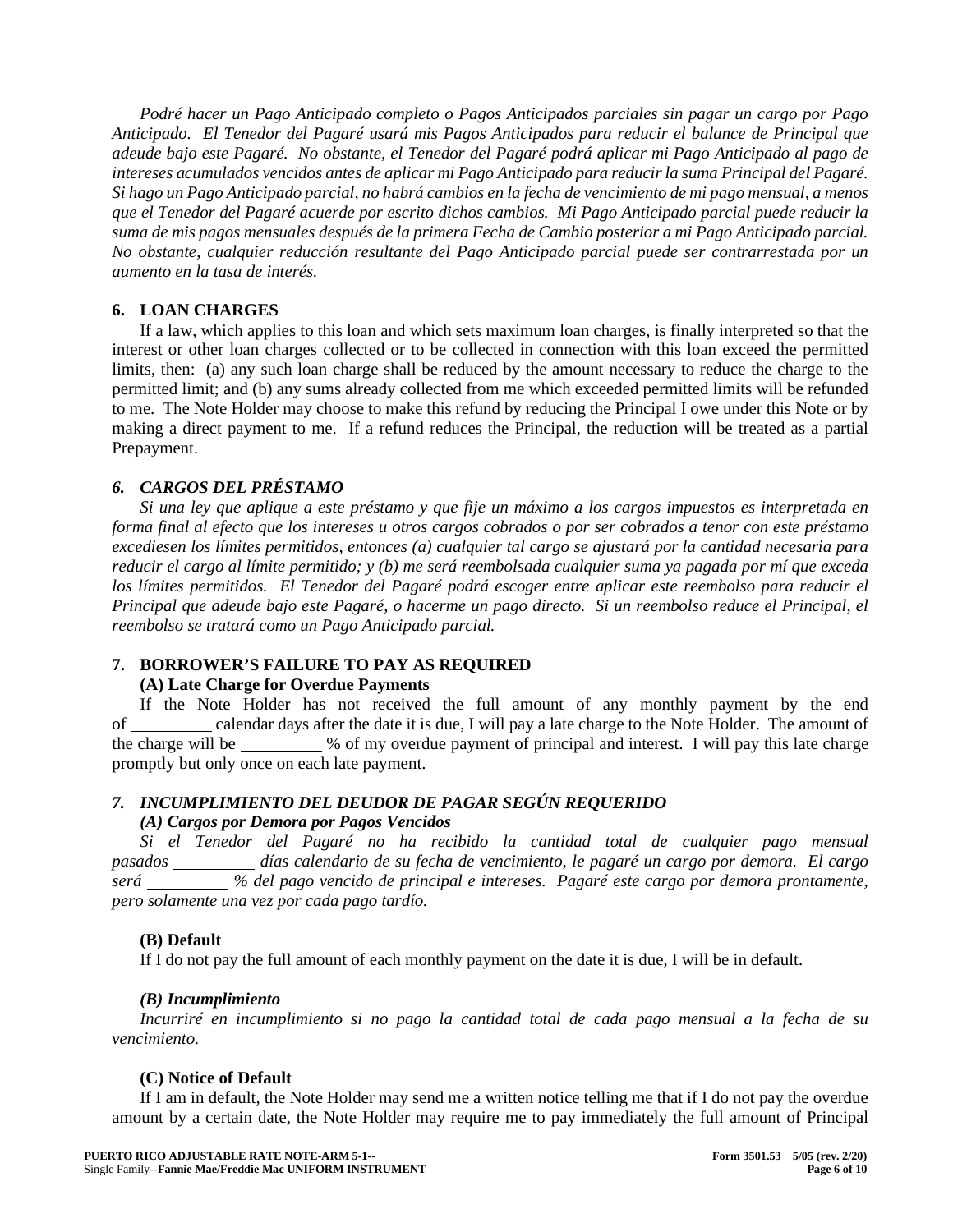*Podré hacer un Pago Anticipado completo o Pagos Anticipados parciales sin pagar un cargo por Pago Anticipado. El Tenedor del Pagaré usará mis Pagos Anticipados para reducir el balance de Principal que adeude bajo este Pagaré. No obstante, el Tenedor del Pagaré podrá aplicar mi Pago Anticipado al pago de intereses acumulados vencidos antes de aplicar mi Pago Anticipado para reducir la suma Principal del Pagaré. Si hago un Pago Anticipado parcial, no habrá cambios en la fecha de vencimiento de mi pago mensual, a menos que el Tenedor del Pagaré acuerde por escrito dichos cambios. Mi Pago Anticipado parcial puede reducir la suma de mis pagos mensuales después de la primera Fecha de Cambio posterior a mi Pago Anticipado parcial. No obstante, cualquier reducción resultante del Pago Anticipado parcial puede ser contrarrestada por un aumento en la tasa de interés.*

### 6. LOAN CHARGES

If a law, which applies to this loan and which sets maximum loan charges, is finally interpreted so that the interest or other loan charges collected or to be collected in connection with this loan exceed the permitted limits, then: (a) any such loan charge shall be reduced by the amount necessary to reduce the charge to the permitted limit; and (b) any sums already collected from me which exceeded permitted limits will be refunded to me. The Note Holder may choose to make this refund by reducing the Principal I owe under this Note or by making a direct payment to me. If a refund reduces the Principal, the reduction will be treated as a partial Prepayment.

### *6. CARGOS DEL PRÉSTAMO*

*Si una ley que aplique a este préstamo y que fije un máximo a los cargos impuestos es interpretada en forma final al efecto que los intereses u otros cargos cobrados o por ser cobrados a tenor con este préstamo excediesen los límites permitidos, entonces (a) cualquier tal cargo se ajustará por la cantidad necesaria para reducir el cargo al límite permitido; y (b) me será reembolsada cualquier suma ya pagada por mí que exceda los límites permitidos. El Tenedor del Pagaré podrá escoger entre aplicar este reembolso para reducir el Principal que adeude bajo este Pagaré, o hacerme un pago directo. Si un reembolso reduce el Principal, el reembolso se tratará como un Pago Anticipado parcial.*

### 7. BORROWER'S FAILURE TO PAY AS REQUIRED

**(A) Late Charge for Overdue Payments**

If the Note Holder has not received the full amount of any monthly payment by the end of __________ calendar days after the date it is due, I will pay a late charge to the Note Holder. The amount of the charge will be __________ % of my overdue payment of principal and interest. I will pay this late charge promptly but only once on each late payment.

### *7. INCUMPLIMIENTO DEL DEUDOR DE PAGAR SEGÚN REQUERIDO*

***(A) Cargos por Demora por Pagos Vencidos***

*Si el Tenedor del Pagaré no ha recibido la cantidad total de cualquier pago mensual pasados __________ días calendario de su fecha de vencimiento, le pagaré un cargo por demora. El cargo será __________ % del pago vencido de principal e intereses. Pagaré este cargo por demora prontamente, pero solamente una vez por cada pago tardío.*

**(B) Default**

If I do not pay the full amount of each monthly payment on the date it is due, I will be in default.

***(B) Incumplimiento***

*Incurriré en incumplimiento si no pago la cantidad total de cada pago mensual a la fecha de su vencimiento.*

**(C) Notice of Default**

If I am in default, the Note Holder may send me a written notice telling me that if I do not pay the overdue amount by a certain date, the Note Holder may require me to pay immediately the full amount of Principal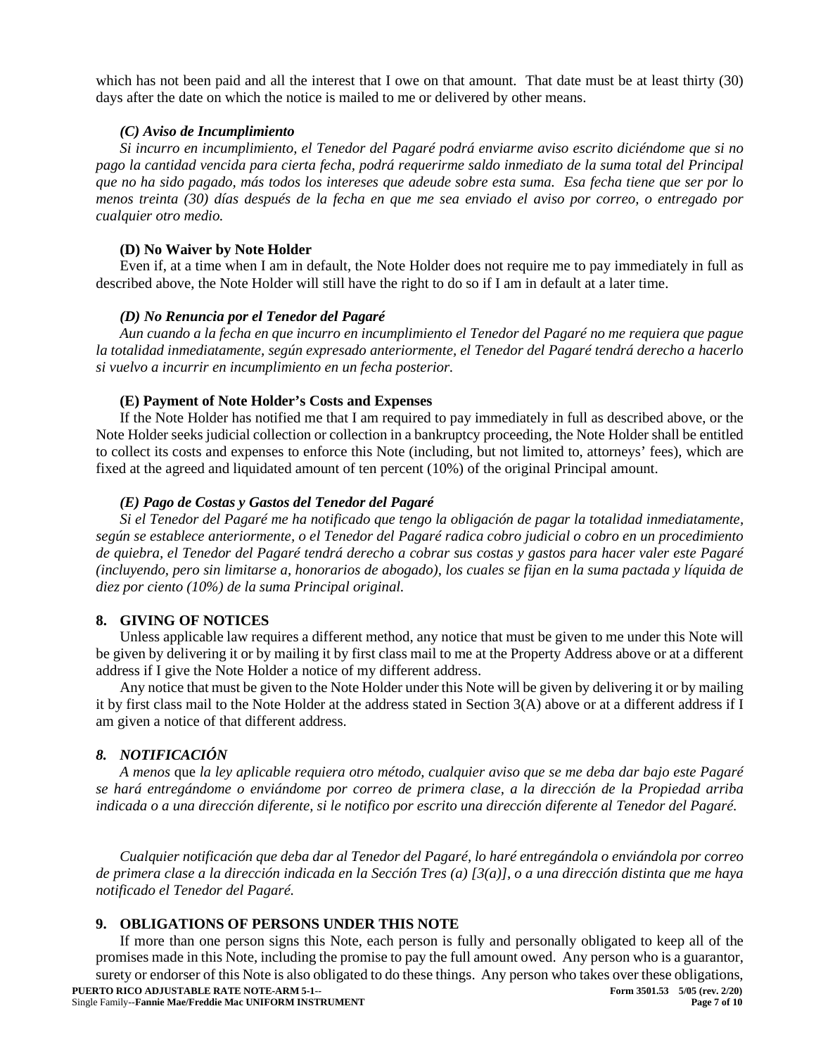which has not been paid and all the interest that I owe on that amount. That date must be at least thirty (30) days after the date on which the notice is mailed to me or delivered by other means.

***(C) Aviso de Incumplimiento***

*Si incurro en incumplimiento, el Tenedor del Pagaré podrá enviarme aviso escrito diciéndome que si no pago la cantidad vencida para cierta fecha, podrá requerirme saldo inmediato de la suma total del Principal que no ha sido pagado, más todos los intereses que adeude sobre esta suma. Esa fecha tiene que ser por lo menos treinta (30) días después de la fecha en que me sea enviado el aviso por correo, o entregado por cualquier otro medio.*

**(D) No Waiver by Note Holder**

Even if, at a time when I am in default, the Note Holder does not require me to pay immediately in full as described above, the Note Holder will still have the right to do so if I am in default at a later time.

***(D) No Renuncia por el Tenedor del Pagaré***

*Aun cuando a la fecha en que incurro en incumplimiento el Tenedor del Pagaré no me requiera que pague la totalidad inmediatamente, según expresado anteriormente, el Tenedor del Pagaré tendrá derecho a hacerlo si vuelvo a incurrir en incumplimiento en un fecha posterior.*

**(E) Payment of Note Holder's Costs and Expenses**

If the Note Holder has notified me that I am required to pay immediately in full as described above, or the Note Holder seeks judicial collection or collection in a bankruptcy proceeding, the Note Holder shall be entitled to collect its costs and expenses to enforce this Note (including, but not limited to, attorneys' fees), which are fixed at the agreed and liquidated amount of ten percent (10%) of the original Principal amount.

***(E) Pago de Costas y Gastos del Tenedor del Pagaré***

*Si el Tenedor del Pagaré me ha notificado que tengo la obligación de pagar la totalidad inmediatamente, según se establece anteriormente, o el Tenedor del Pagaré radica cobro judicial o cobro en un procedimiento de quiebra, el Tenedor del Pagaré tendrá derecho a cobrar sus costas y gastos para hacer valer este Pagaré (incluyendo, pero sin limitarse a, honorarios de abogado), los cuales se fijan en la suma pactada y líquida de diez por ciento (10%) de la suma Principal original.*

## 8. GIVING OF NOTICES

Unless applicable law requires a different method, any notice that must be given to me under this Note will be given by delivering it or by mailing it by first class mail to me at the Property Address above or at a different address if I give the Note Holder a notice of my different address.

Any notice that must be given to the Note Holder under this Note will be given by delivering it or by mailing it by first class mail to the Note Holder at the address stated in Section 3(A) above or at a different address if I am given a notice of that different address.

## *8. NOTIFICACIÓN*

*A menos* que *la ley aplicable requiera otro método, cualquier aviso que se me deba dar bajo este Pagaré se hará entregándome o enviándome por correo de primera clase, a la dirección de la Propiedad arriba indicada o a una dirección diferente, si le notifico por escrito una dirección diferente al Tenedor del Pagaré.*

*Cualquier notificación que deba dar al Tenedor del Pagaré, lo haré entregándola o enviándola por correo de primera clase a la dirección indicada en la Sección Tres (a) [3(a)], o a una dirección distinta que me haya notificado el Tenedor del Pagaré.*

## 9. OBLIGATIONS OF PERSONS UNDER THIS NOTE

If more than one person signs this Note, each person is fully and personally obligated to keep all of the promises made in this Note, including the promise to pay the full amount owed. Any person who is a guarantor, surety or endorser of this Note is also obligated to do these things. Any person who takes over these obligations,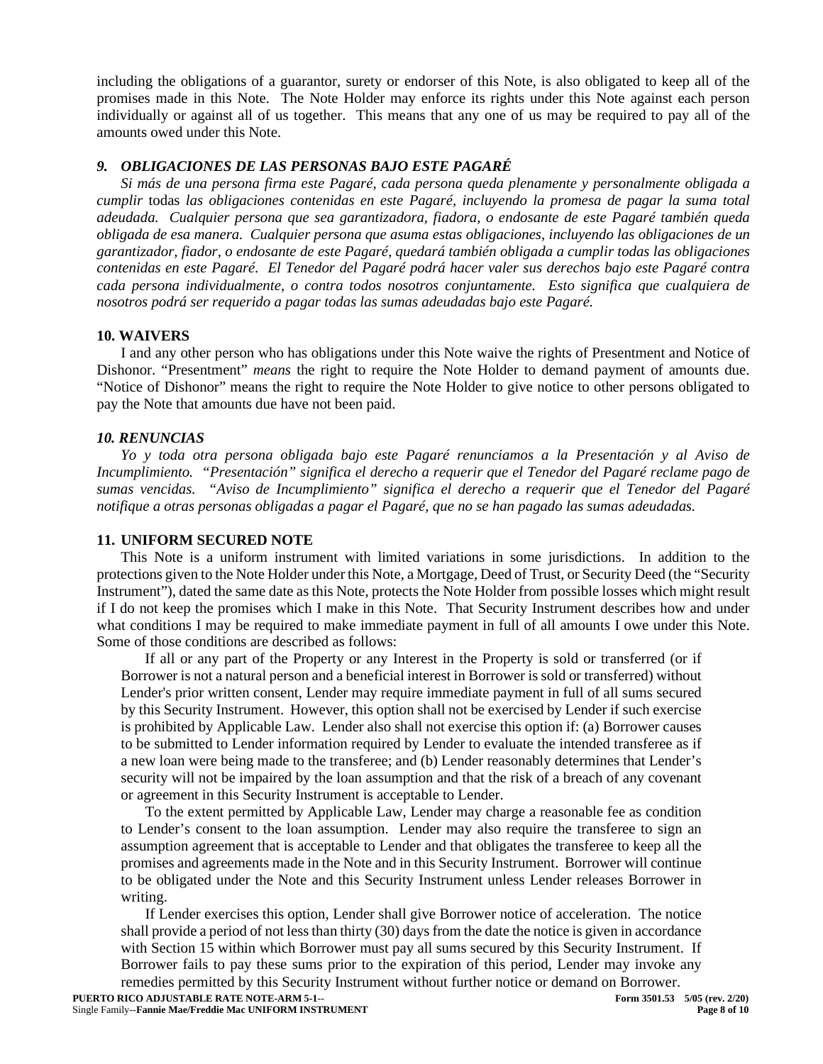including the obligations of a guarantor, surety or endorser of this Note, is also obligated to keep all of the promises made in this Note. The Note Holder may enforce its rights under this Note against each person individually or against all of us together. This means that any one of us may be required to pay all of the amounts owed under this Note.

### *9. OBLIGACIONES DE LAS PERSONAS BAJO ESTE PAGARÉ*

*Si más de una persona firma este Pagaré, cada persona queda plenamente y personalmente obligada a cumplir* todas *las obligaciones contenidas en este Pagaré, incluyendo la promesa de pagar la suma total adeudada. Cualquier persona que sea garantizadora, fiadora, o endosante de este Pagaré también queda obligada de esa manera. Cualquier persona que asuma estas obligaciones, incluyendo las obligaciones de un garantizador, fiador, o endosante de este Pagaré, quedará también obligada a cumplir todas las obligaciones contenidas en este Pagaré. El Tenedor del Pagaré podrá hacer valer sus derechos bajo este Pagaré contra cada persona individualmente, o contra todos nosotros conjuntamente. Esto significa que cualquiera de nosotros podrá ser requerido a pagar todas las sumas adeudadas bajo este Pagaré.*

### 10. WAIVERS

I and any other person who has obligations under this Note waive the rights of Presentment and Notice of Dishonor. "Presentment" *means* the right to require the Note Holder to demand payment of amounts due. "Notice of Dishonor" means the right to require the Note Holder to give notice to other persons obligated to pay the Note that amounts due have not been paid.

### *10. RENUNCIAS*

*Yo y toda otra persona obligada bajo este Pagaré renunciamos a la Presentación y al Aviso de Incumplimiento. "Presentación" significa el derecho a requerir que el Tenedor del Pagaré reclame pago de sumas vencidas. "Aviso de Incumplimiento" significa el derecho a requerir que el Tenedor del Pagaré notifique a otras personas obligadas a pagar el Pagaré, que no se han pagado las sumas adeudadas.*

### 11. UNIFORM SECURED NOTE

This Note is a uniform instrument with limited variations in some jurisdictions. In addition to the protections given to the Note Holder under this Note, a Mortgage, Deed of Trust, or Security Deed (the "Security Instrument"), dated the same date as this Note, protects the Note Holder from possible losses which might result if I do not keep the promises which I make in this Note. That Security Instrument describes how and under what conditions I may be required to make immediate payment in full of all amounts I owe under this Note. Some of those conditions are described as follows:

> If all or any part of the Property or any Interest in the Property is sold or transferred (or if Borrower is not a natural person and a beneficial interest in Borrower is sold or transferred) without Lender's prior written consent, Lender may require immediate payment in full of all sums secured by this Security Instrument. However, this option shall not be exercised by Lender if such exercise is prohibited by Applicable Law. Lender also shall not exercise this option if: (a) Borrower causes to be submitted to Lender information required by Lender to evaluate the intended transferee as if a new loan were being made to the transferee; and (b) Lender reasonably determines that Lender's security will not be impaired by the loan assumption and that the risk of a breach of any covenant or agreement in this Security Instrument is acceptable to Lender.
>
> To the extent permitted by Applicable Law, Lender may charge a reasonable fee as condition to Lender's consent to the loan assumption. Lender may also require the transferee to sign an assumption agreement that is acceptable to Lender and that obligates the transferee to keep all the promises and agreements made in the Note and in this Security Instrument. Borrower will continue to be obligated under the Note and this Security Instrument unless Lender releases Borrower in writing.
>
> If Lender exercises this option, Lender shall give Borrower notice of acceleration. The notice shall provide a period of not less than thirty (30) days from the date the notice is given in accordance with Section 15 within which Borrower must pay all sums secured by this Security Instrument. If Borrower fails to pay these sums prior to the expiration of this period, Lender may invoke any remedies permitted by this Security Instrument without further notice or demand on Borrower.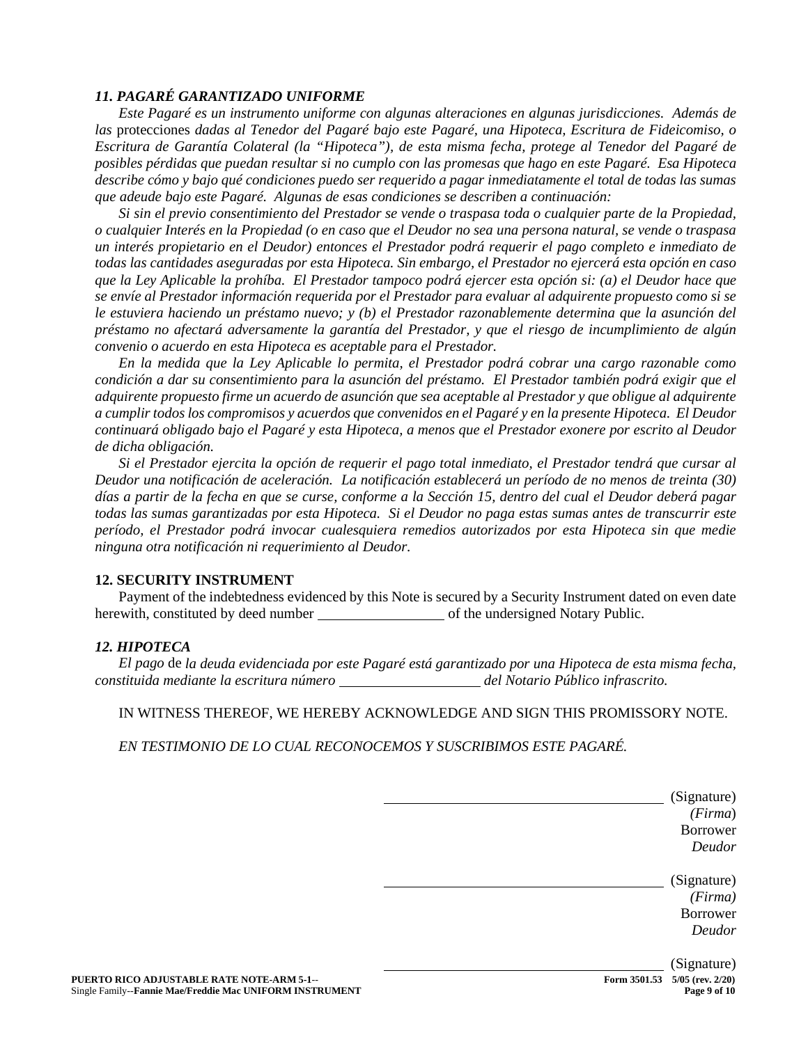### *11. PAGARÉ GARANTIZADO UNIFORME*

*Este Pagaré es un instrumento uniforme con algunas alteraciones en algunas jurisdicciones. Además de las* protecciones *dadas al Tenedor del Pagaré bajo este Pagaré, una Hipoteca, Escritura de Fideicomiso, o Escritura de Garantía Colateral (la "Hipoteca"), de esta misma fecha, protege al Tenedor del Pagaré de posibles pérdidas que puedan resultar si no cumplo con las promesas que hago en este Pagaré. Esa Hipoteca describe cómo y bajo qué condiciones puedo ser requerido a pagar inmediatamente el total de todas las sumas que adeude bajo este Pagaré. Algunas de esas condiciones se describen a continuación:*

*Si sin el previo consentimiento del Prestador se vende o traspasa toda o cualquier parte de la Propiedad, o cualquier Interés en la Propiedad (o en caso que el Deudor no sea una persona natural, se vende o traspasa un interés propietario en el Deudor) entonces el Prestador podrá requerir el pago completo e inmediato de todas las cantidades aseguradas por esta Hipoteca. Sin embargo, el Prestador no ejercerá esta opción en caso que la Ley Aplicable la prohíba. El Prestador tampoco podrá ejercer esta opción si: (a) el Deudor hace que se envíe al Prestador información requerida por el Prestador para evaluar al adquirente propuesto como si se le estuviera haciendo un préstamo nuevo; y (b) el Prestador razonablemente determina que la asunción del préstamo no afectará adversamente la garantía del Prestador, y que el riesgo de incumplimiento de algún convenio o acuerdo en esta Hipoteca es aceptable para el Prestador.*

*En la medida que la Ley Aplicable lo permita, el Prestador podrá cobrar una cargo razonable como condición a dar su consentimiento para la asunción del préstamo. El Prestador también podrá exigir que el adquirente propuesto firme un acuerdo de asunción que sea aceptable al Prestador y que obligue al adquirente a cumplir todos los compromisos y acuerdos que convenidos en el Pagaré y en la presente Hipoteca. El Deudor continuará obligado bajo el Pagaré y esta Hipoteca, a menos que el Prestador exonere por escrito al Deudor de dicha obligación.*

*Si el Prestador ejercita la opción de requerir el pago total inmediato, el Prestador tendrá que cursar al Deudor una notificación de aceleración. La notificación establecerá un período de no menos de treinta (30) días a partir de la fecha en que se curse, conforme a la Sección 15, dentro del cual el Deudor deberá pagar todas las sumas garantizadas por esta Hipoteca. Si el Deudor no paga estas sumas antes de transcurrir este período, el Prestador podrá invocar cualesquiera remedios autorizados por esta Hipoteca sin que medie ninguna otra notificación ni requerimiento al Deudor.*

### 12. SECURITY INSTRUMENT

Payment of the indebtedness evidenced by this Note is secured by a Security Instrument dated on even date herewith, constituted by deed number __________________ of the undersigned Notary Public.

### *12. HIPOTECA*

*El pago* de *la deuda evidenciada por este Pagaré está garantizado por una Hipoteca de esta misma fecha, constituida mediante la escritura número ____________________ del Notario Público infrascrito.*

IN WITNESS THEREOF, WE HEREBY ACKNOWLEDGE AND SIGN THIS PROMISSORY NOTE.

*EN TESTIMONIO DE LO CUAL RECONOCEMOS Y SUSCRIBIMOS ESTE PAGARÉ.*

________________________________________ (Signature)
*(Firma)*
Borrower
*Deudor*

________________________________________ (Signature)
*(Firma)*
Borrower
*Deudor*

________________________________________ (Signature)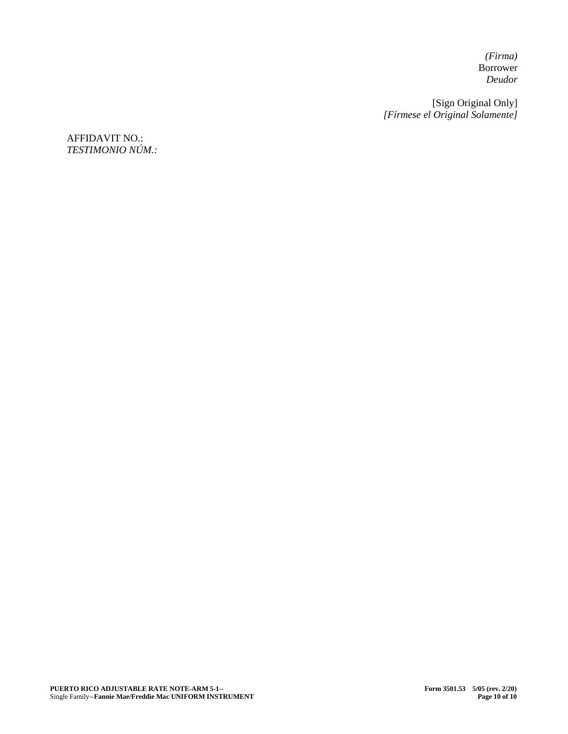*(Firma)*
Borrower
*Deudor*

[Sign Original Only]
*[Fírmese el Original Solamente]*

AFFIDAVIT NO.:
*TESTIMONIO NÚM.:*